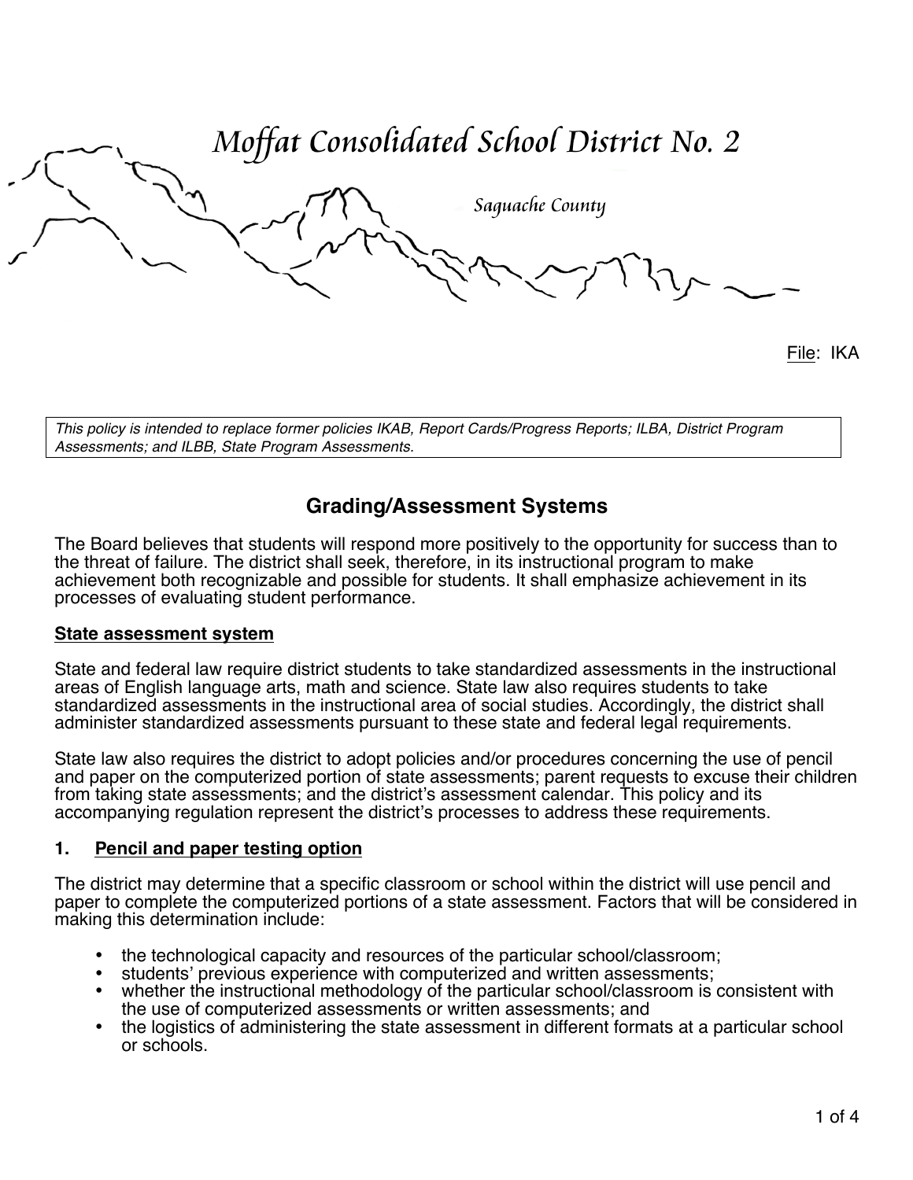# Moffat Consolidated School District No. 2

Saguache County

File: IKA

*This policy is intended to replace former policies IKAB, Report Cards/Progress Reports; ILBA, District Program Assessments; and ILBB, State Program Assessments.*

## Grading/Assessment Systems

The Board believes that students will respond more positively to the opportunity for success than to the threat of failure. The district shall seek, therefore, in its instructional program to make achievement both recognizable and possible for students. It shall emphasize achievement in its processes of evaluating student performance.

### State assessment system

State and federal law require district students to take standardized assessments in the instructional areas of English language arts, math and science. State law also requires students to take standardized assessments in the instructional area of social studies. Accordingly, the district shall administer standardized assessments pursuant to these state and federal legal requirements.

State law also requires the district to adopt policies and/or procedures concerning the use of pencil and paper on the computerized portion of state assessments; parent requests to excuse their children from taking state assessments; and the district's assessment calendar. This policy and its accompanying regulation represent the district's processes to address these requirements.

### 1. Pencil and paper testing option

The district may determine that a specific classroom or school within the district will use pencil and paper to complete the computerized portions of a state assessment. Factors that will be considered in making this determination include:

- the technological capacity and resources of the particular school/classroom;
- students' previous experience with computerized and written assessments;
- whether the instructional methodology of the particular school/classroom is consistent with the use of computerized assessments or written assessments; and
- the logistics of administering the state assessment in different formats at a particular school or schools.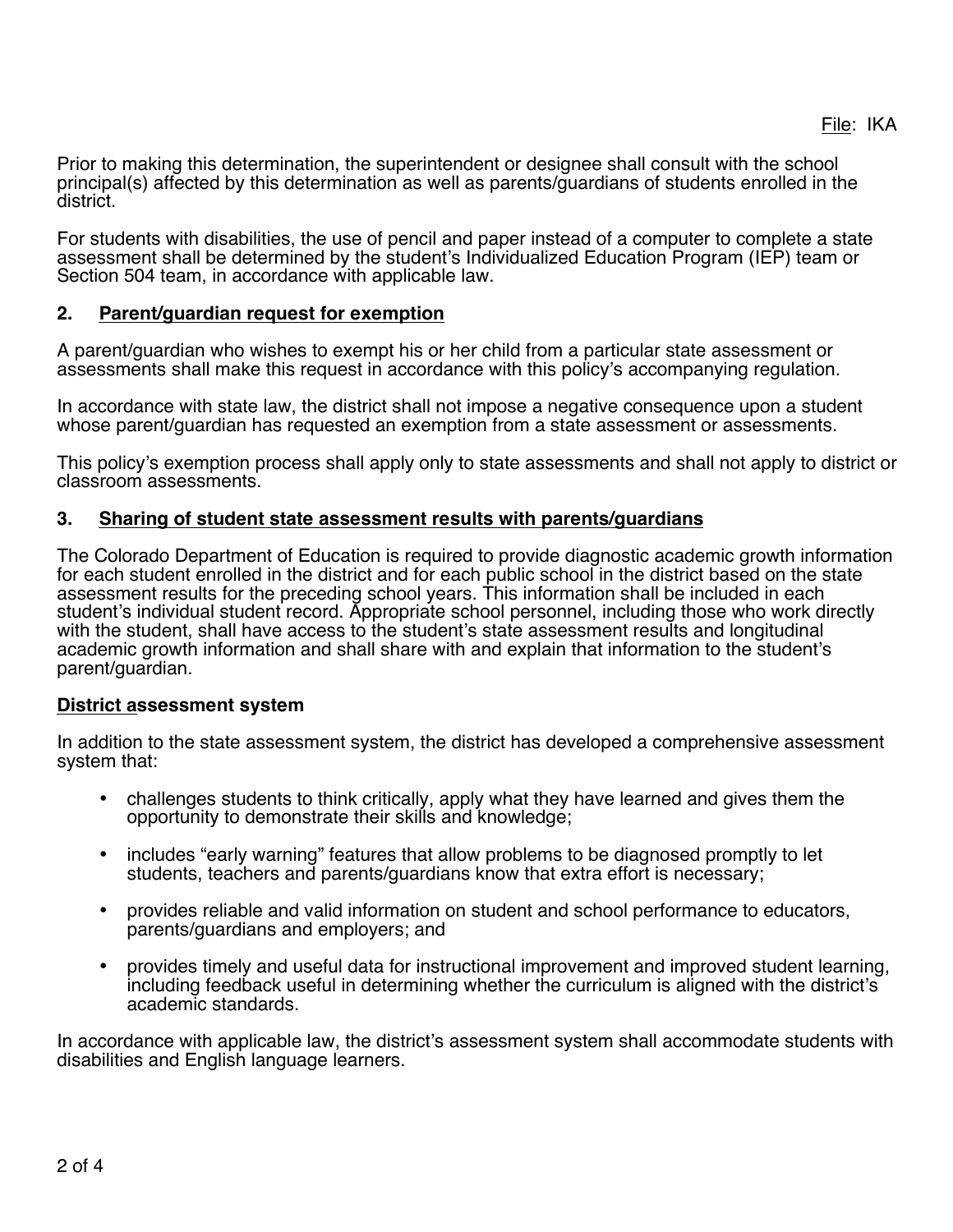Prior to making this determination, the superintendent or designee shall consult with the school principal(s) affected by this determination as well as parents/guardians of students enrolled in the district.

For students with disabilities, the use of pencil and paper instead of a computer to complete a state assessment shall be determined by the student's Individualized Education Program (IEP) team or Section 504 team, in accordance with applicable law.

### 2. Parent/guardian request for exemption

A parent/guardian who wishes to exempt his or her child from a particular state assessment or assessments shall make this request in accordance with this policy's accompanying regulation.

In accordance with state law, the district shall not impose a negative consequence upon a student whose parent/guardian has requested an exemption from a state assessment or assessments.

This policy's exemption process shall apply only to state assessments and shall not apply to district or classroom assessments.

### 3. Sharing of student state assessment results with parents/guardians

The Colorado Department of Education is required to provide diagnostic academic growth information for each student enrolled in the district and for each public school in the district based on the state assessment results for the preceding school years. This information shall be included in each student's individual student record. Appropriate school personnel, including those who work directly with the student, shall have access to the student's state assessment results and longitudinal academic growth information and shall share with and explain that information to the student's parent/guardian.

## District assessment system

In addition to the state assessment system, the district has developed a comprehensive assessment system that:

- challenges students to think critically, apply what they have learned and gives them the opportunity to demonstrate their skills and knowledge;
- includes "early warning" features that allow problems to be diagnosed promptly to let students, teachers and parents/guardians know that extra effort is necessary;
- provides reliable and valid information on student and school performance to educators, parents/guardians and employers; and
- provides timely and useful data for instructional improvement and improved student learning, including feedback useful in determining whether the curriculum is aligned with the district's academic standards.

In accordance with applicable law, the district's assessment system shall accommodate students with disabilities and English language learners.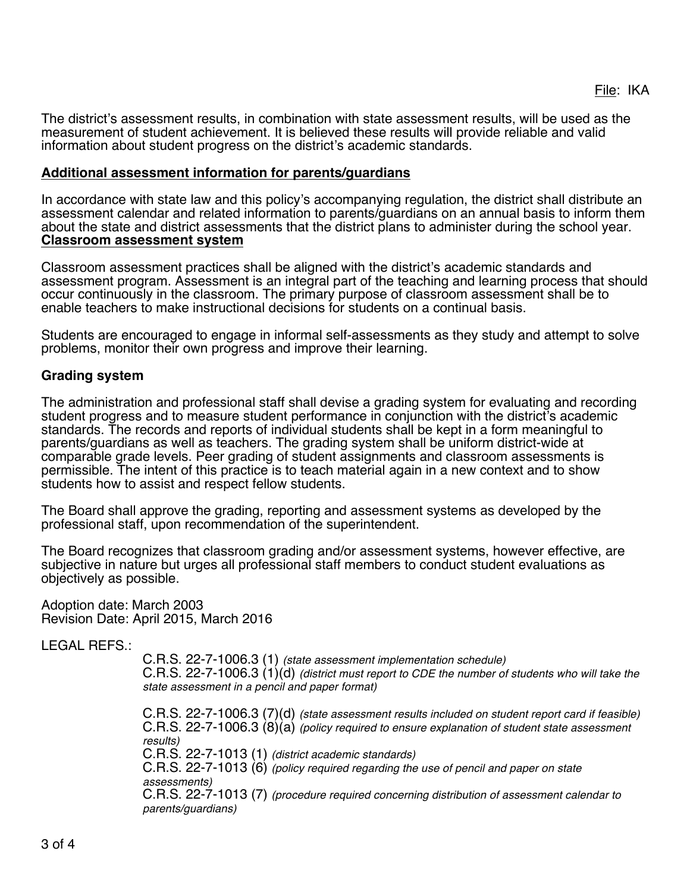The district's assessment results, in combination with state assessment results, will be used as the measurement of student achievement. It is believed these results will provide reliable and valid information about student progress on the district's academic standards.

**Additional assessment information for parents/guardians**

In accordance with state law and this policy's accompanying regulation, the district shall distribute an assessment calendar and related information to parents/guardians on an annual basis to inform them about the state and district assessments that the district plans to administer during the school year.

**Classroom assessment system**

Classroom assessment practices shall be aligned with the district's academic standards and assessment program. Assessment is an integral part of the teaching and learning process that should occur continuously in the classroom. The primary purpose of classroom assessment shall be to enable teachers to make instructional decisions for students on a continual basis.

Students are encouraged to engage in informal self-assessments as they study and attempt to solve problems, monitor their own progress and improve their learning.

**Grading system**

The administration and professional staff shall devise a grading system for evaluating and recording student progress and to measure student performance in conjunction with the district's academic standards. The records and reports of individual students shall be kept in a form meaningful to parents/guardians as well as teachers. The grading system shall be uniform district-wide at comparable grade levels. Peer grading of student assignments and classroom assessments is permissible. The intent of this practice is to teach material again in a new context and to show students how to assist and respect fellow students.

The Board shall approve the grading, reporting and assessment systems as developed by the professional staff, upon recommendation of the superintendent.

The Board recognizes that classroom grading and/or assessment systems, however effective, are subjective in nature but urges all professional staff members to conduct student evaluations as objectively as possible.

Adoption date: March 2003
Revision Date: April 2015, March 2016

LEGAL REFS.:

C.R.S. 22-7-1006.3 (1) *(state assessment implementation schedule)*
C.R.S. 22-7-1006.3 (1)(d) *(district must report to CDE the number of students who will take the state assessment in a pencil and paper format)*

C.R.S. 22-7-1006.3 (7)(d) *(state assessment results included on student report card if feasible)*
C.R.S. 22-7-1006.3 (8)(a) *(policy required to ensure explanation of student state assessment results)*
C.R.S. 22-7-1013 (1) *(district academic standards)*
C.R.S. 22-7-1013 (6) *(policy required regarding the use of pencil and paper on state assessments)*
C.R.S. 22-7-1013 (7) *(procedure required concerning distribution of assessment calendar to parents/guardians)*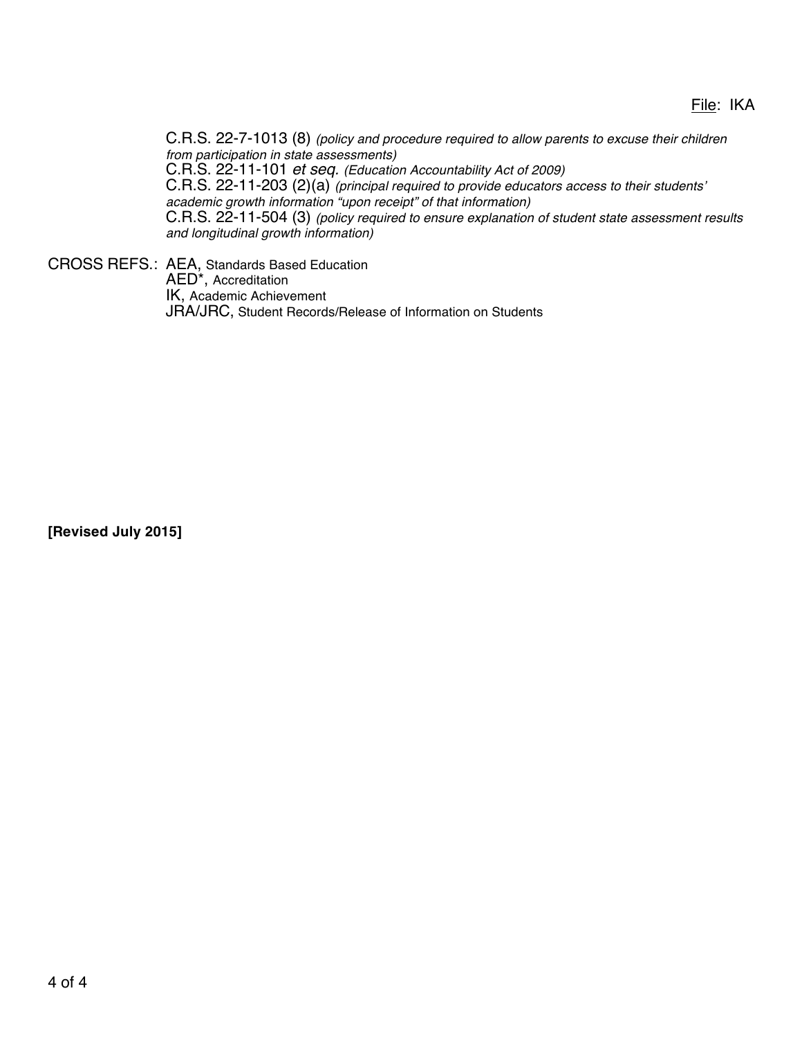C.R.S. 22-7-1013 (8) *(policy and procedure required to allow parents to excuse their children from participation in state assessments)*
C.R.S. 22-11-101 *et seq. (Education Accountability Act of 2009)*
C.R.S. 22-11-203 (2)(a) *(principal required to provide educators access to their students' academic growth information "upon receipt" of that information)*
C.R.S. 22-11-504 (3) *(policy required to ensure explanation of student state assessment results and longitudinal growth information)*

CROSS REFS.: AEA, Standards Based Education
AED*, Accreditation
IK, Academic Achievement
JRA/JRC, Student Records/Release of Information on Students

**[Revised July 2015]**